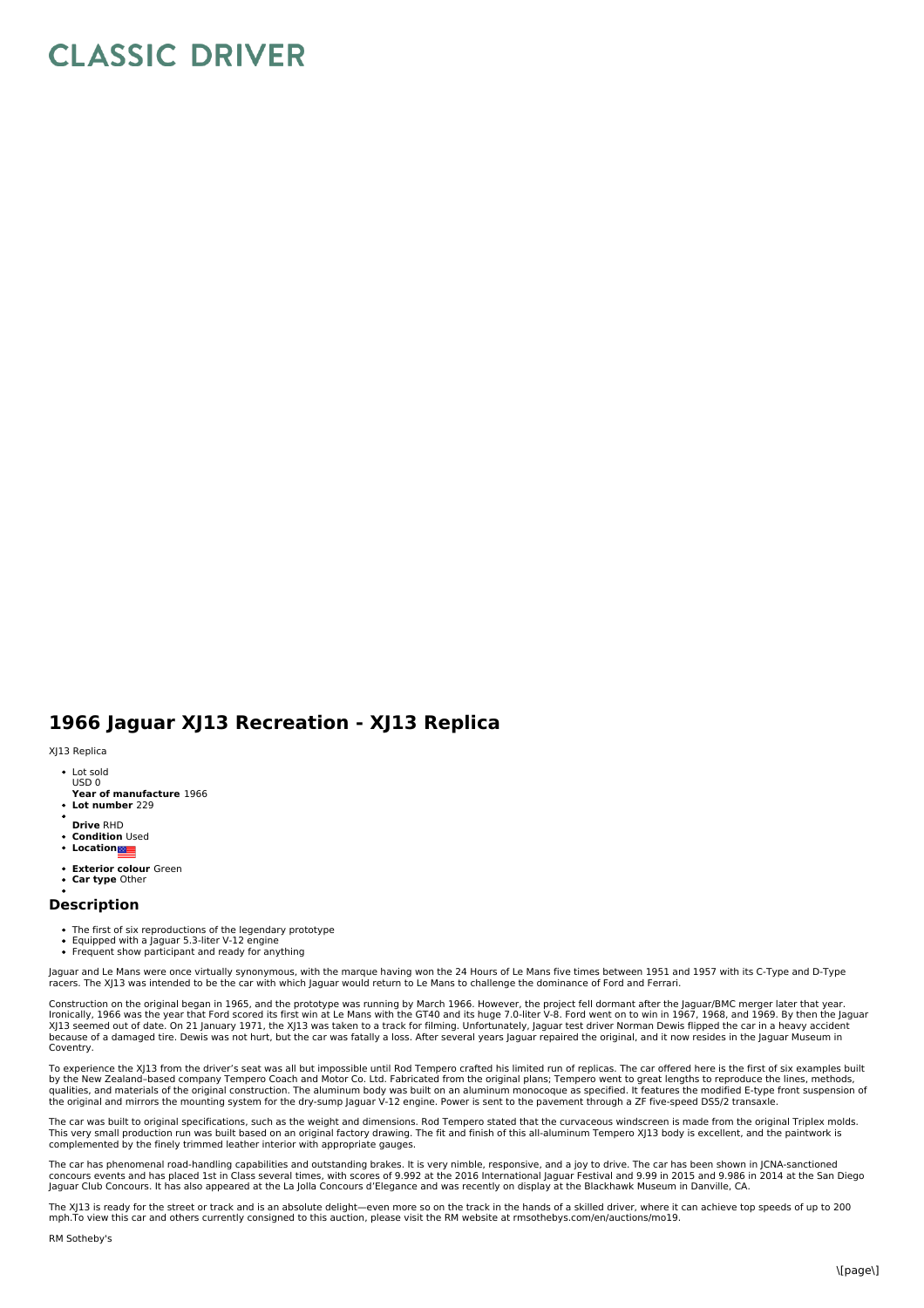# CLASSIC DRIVER

## 1966 Jaguar XJ13 Recreation - XJ13 Replica

XJ13 Replica

- Lot sold
  USD 0
  **Year of manufacture** 1966
- **Lot number** 229
- 
  **Drive** RHD
- **Condition** Used
- **Location**
- **Exterior colour** Green
- **Car type** Other
- 

### Description

- The first of six reproductions of the legendary prototype
- Equipped with a Jaguar 5.3-liter V-12 engine
- Frequent show participant and ready for anything

Jaguar and Le Mans were once virtually synonymous, with the marque having won the 24 Hours of Le Mans five times between 1951 and 1957 with its C-Type and D-Type racers. The XJ13 was intended to be the car with which Jaguar would return to Le Mans to challenge the dominance of Ford and Ferrari.

Construction on the original began in 1965, and the prototype was running by March 1966. However, the project fell dormant after the Jaguar/BMC merger later that year. Ironically, 1966 was the year that Ford scored its first win at Le Mans with the GT40 and its huge 7.0-liter V-8. Ford went on to win in 1967, 1968, and 1969. By then the Jaguar XJ13 seemed out of date. On 21 January 1971, the XJ13 was taken to a track for filming. Unfortunately, Jaguar test driver Norman Dewis flipped the car in a heavy accident because of a damaged tire. Dewis was not hurt, but the car was fatally a loss. After several years Jaguar repaired the original, and it now resides in the Jaguar Museum in Coventry.

To experience the XJ13 from the driver's seat was all but impossible until Rod Tempero crafted his limited run of replicas. The car offered here is the first of six examples built by the New Zealand–based company Tempero Coach and Motor Co. Ltd. Fabricated from the original plans; Tempero went to great lengths to reproduce the lines, methods, qualities, and materials of the original construction. The aluminum body was built on an aluminum monocoque as specified. It features the modified E-type front suspension of the original and mirrors the mounting system for the dry-sump Jaguar V-12 engine. Power is sent to the pavement through a ZF five-speed DS5/2 transaxle.

The car was built to original specifications, such as the weight and dimensions. Rod Tempero stated that the curvaceous windscreen is made from the original Triplex molds. This very small production run was built based on an original factory drawing. The fit and finish of this all-aluminum Tempero XJ13 body is excellent, and the paintwork is complemented by the finely trimmed leather interior with appropriate gauges.

The car has phenomenal road-handling capabilities and outstanding brakes. It is very nimble, responsive, and a joy to drive. The car has been shown in JCNA-sanctioned concours events and has placed 1st in Class several times, with scores of 9.992 at the 2016 International Jaguar Festival and 9.99 in 2015 and 9.986 in 2014 at the San Diego Jaguar Club Concours. It has also appeared at the La Jolla Concours d'Elegance and was recently on display at the Blackhawk Museum in Danville, CA.

The XJ13 is ready for the street or track and is an absolute delight—even more so on the track in the hands of a skilled driver, where it can achieve top speeds of up to 200 mph.To view this car and others currently consigned to this auction, please visit the RM website at rmsothebys.com/en/auctions/mo19.

RM Sotheby's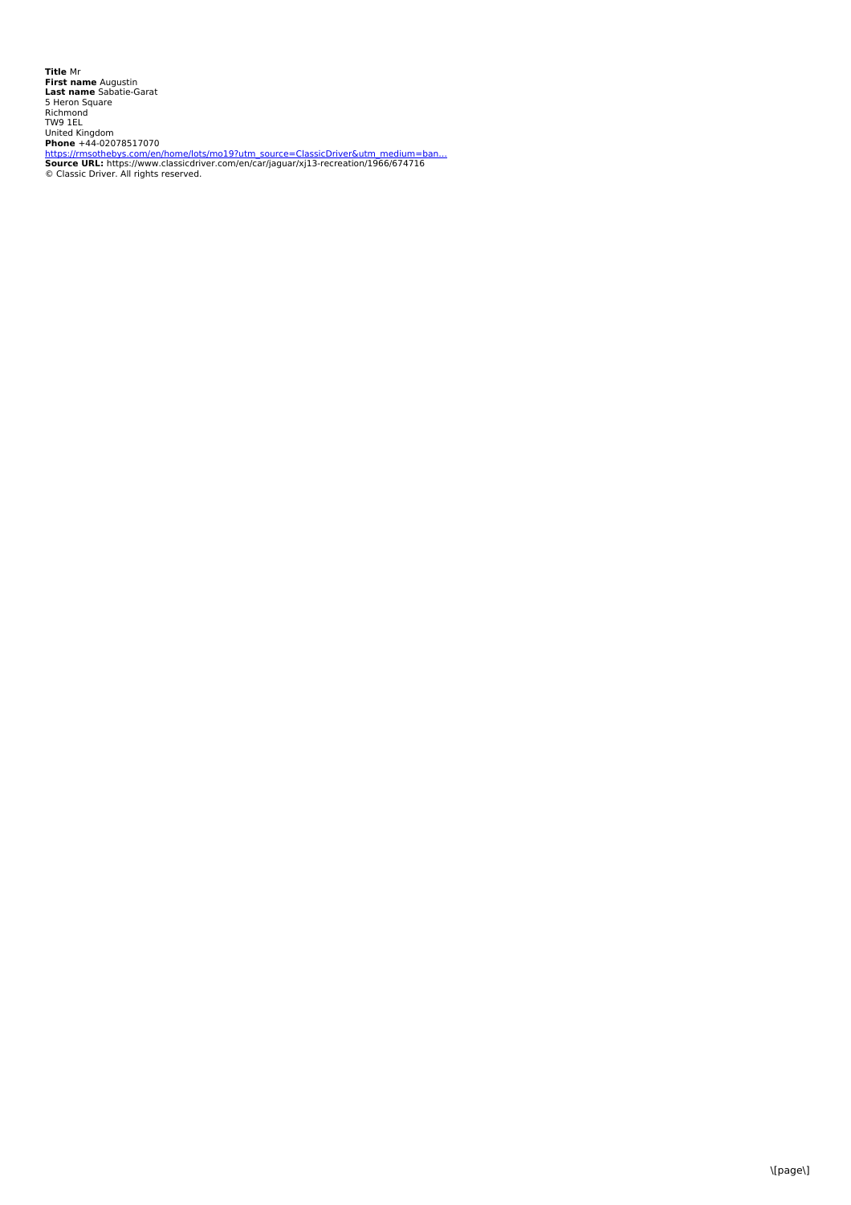**Title** Mr
**First name** Augustin
**Last name** Sabatie-Garat
5 Heron Square
Richmond
TW9 1EL
United Kingdom
**Phone** +44-02078517070
https://rmsothebys.com/en/home/lots/mo19?utm_source=ClassicDriver&utm_medium=ban...
**Source URL:** https://www.classicdriver.com/en/car/jaguar/xj13-recreation/1966/674716
© Classic Driver. All rights reserved.